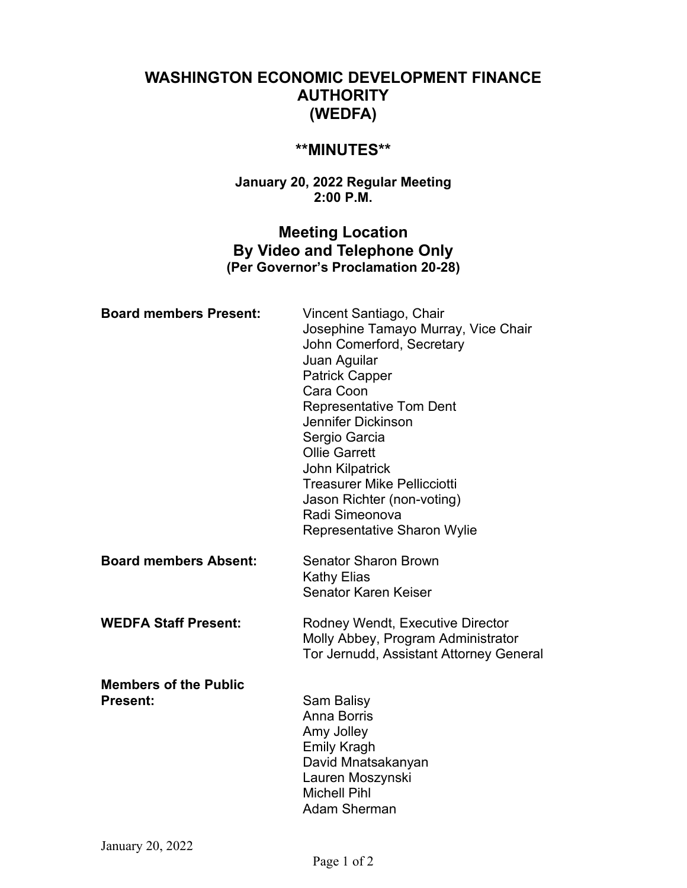# WASHINGTON ECONOMIC DEVELOPMENT FINANCE AUTHORITY (WEDFA)

## **MINUTES**

**January 20, 2022 Regular Meeting**
**2:00 P.M.**

## Meeting Location
## By Video and Telephone Only
**(Per Governor's Proclamation 20-28)**

**Board members Present:**

Vincent Santiago, Chair
Josephine Tamayo Murray, Vice Chair
John Comerford, Secretary
Juan Aguilar
Patrick Capper
Cara Coon
Representative Tom Dent
Jennifer Dickinson
Sergio Garcia
Ollie Garrett
John Kilpatrick
Treasurer Mike Pellicciotti
Jason Richter (non-voting)
Radi Simeonova
Representative Sharon Wylie

**Board members Absent:**

Senator Sharon Brown
Kathy Elias
Senator Karen Keiser

**WEDFA Staff Present:**

Rodney Wendt, Executive Director
Molly Abbey, Program Administrator
Tor Jernudd, Assistant Attorney General

**Members of the Public Present:**

Sam Balisy
Anna Borris
Amy Jolley
Emily Kragh
David Mnatsakanyan
Lauren Moszynski
Michell Pihl
Adam Sherman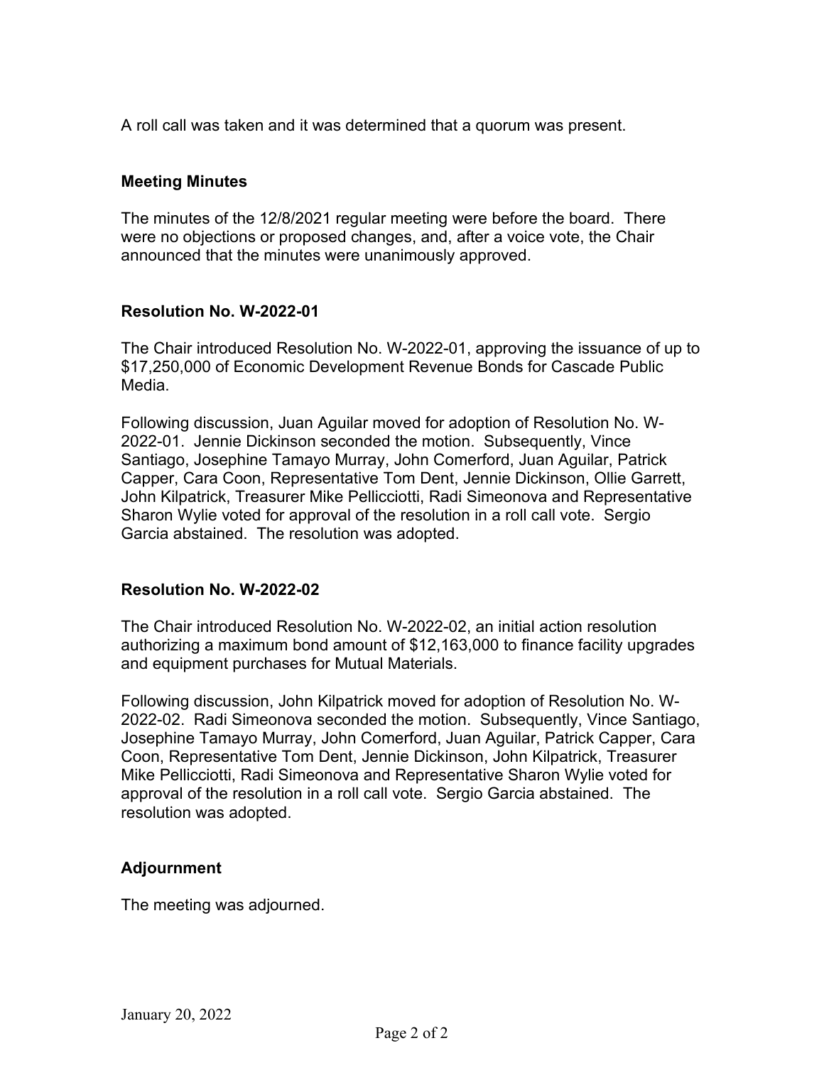A roll call was taken and it was determined that a quorum was present.

## Meeting Minutes

The minutes of the 12/8/2021 regular meeting were before the board. There were no objections or proposed changes, and, after a voice vote, the Chair announced that the minutes were unanimously approved.

## Resolution No. W-2022-01

The Chair introduced Resolution No. W-2022-01, approving the issuance of up to $17,250,000 of Economic Development Revenue Bonds for Cascade Public Media.

Following discussion, Juan Aguilar moved for adoption of Resolution No. W-2022-01. Jennie Dickinson seconded the motion. Subsequently, Vince Santiago, Josephine Tamayo Murray, John Comerford, Juan Aguilar, Patrick Capper, Cara Coon, Representative Tom Dent, Jennie Dickinson, Ollie Garrett, John Kilpatrick, Treasurer Mike Pellicciotti, Radi Simeonova and Representative Sharon Wylie voted for approval of the resolution in a roll call vote. Sergio Garcia abstained. The resolution was adopted.

## Resolution No. W-2022-02

The Chair introduced Resolution No. W-2022-02, an initial action resolution authorizing a maximum bond amount of $12,163,000 to finance facility upgrades and equipment purchases for Mutual Materials.

Following discussion, John Kilpatrick moved for adoption of Resolution No. W-2022-02. Radi Simeonova seconded the motion. Subsequently, Vince Santiago, Josephine Tamayo Murray, John Comerford, Juan Aguilar, Patrick Capper, Cara Coon, Representative Tom Dent, Jennie Dickinson, John Kilpatrick, Treasurer Mike Pellicciotti, Radi Simeonova and Representative Sharon Wylie voted for approval of the resolution in a roll call vote. Sergio Garcia abstained. The resolution was adopted.

## Adjournment

The meeting was adjourned.

January 20, 2022